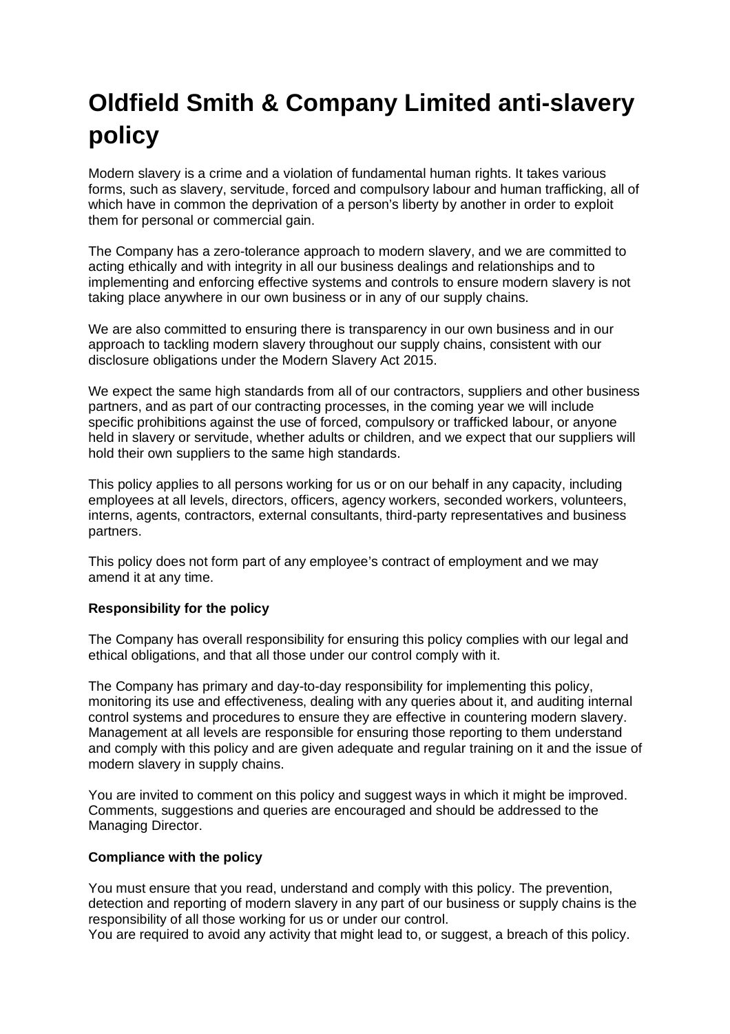# Oldfield Smith & Company Limited anti-slavery policy

Modern slavery is a crime and a violation of fundamental human rights. It takes various forms, such as slavery, servitude, forced and compulsory labour and human trafficking, all of which have in common the deprivation of a person's liberty by another in order to exploit them for personal or commercial gain.

The Company has a zero-tolerance approach to modern slavery, and we are committed to acting ethically and with integrity in all our business dealings and relationships and to implementing and enforcing effective systems and controls to ensure modern slavery is not taking place anywhere in our own business or in any of our supply chains.

We are also committed to ensuring there is transparency in our own business and in our approach to tackling modern slavery throughout our supply chains, consistent with our disclosure obligations under the Modern Slavery Act 2015.

We expect the same high standards from all of our contractors, suppliers and other business partners, and as part of our contracting processes, in the coming year we will include specific prohibitions against the use of forced, compulsory or trafficked labour, or anyone held in slavery or servitude, whether adults or children, and we expect that our suppliers will hold their own suppliers to the same high standards.

This policy applies to all persons working for us or on our behalf in any capacity, including employees at all levels, directors, officers, agency workers, seconded workers, volunteers, interns, agents, contractors, external consultants, third-party representatives and business partners.

This policy does not form part of any employee's contract of employment and we may amend it at any time.

**Responsibility for the policy**

The Company has overall responsibility for ensuring this policy complies with our legal and ethical obligations, and that all those under our control comply with it.

The Company has primary and day-to-day responsibility for implementing this policy, monitoring its use and effectiveness, dealing with any queries about it, and auditing internal control systems and procedures to ensure they are effective in countering modern slavery. Management at all levels are responsible for ensuring those reporting to them understand and comply with this policy and are given adequate and regular training on it and the issue of modern slavery in supply chains.

You are invited to comment on this policy and suggest ways in which it might be improved. Comments, suggestions and queries are encouraged and should be addressed to the Managing Director.

**Compliance with the policy**

You must ensure that you read, understand and comply with this policy. The prevention, detection and reporting of modern slavery in any part of our business or supply chains is the responsibility of all those working for us or under our control.
You are required to avoid any activity that might lead to, or suggest, a breach of this policy.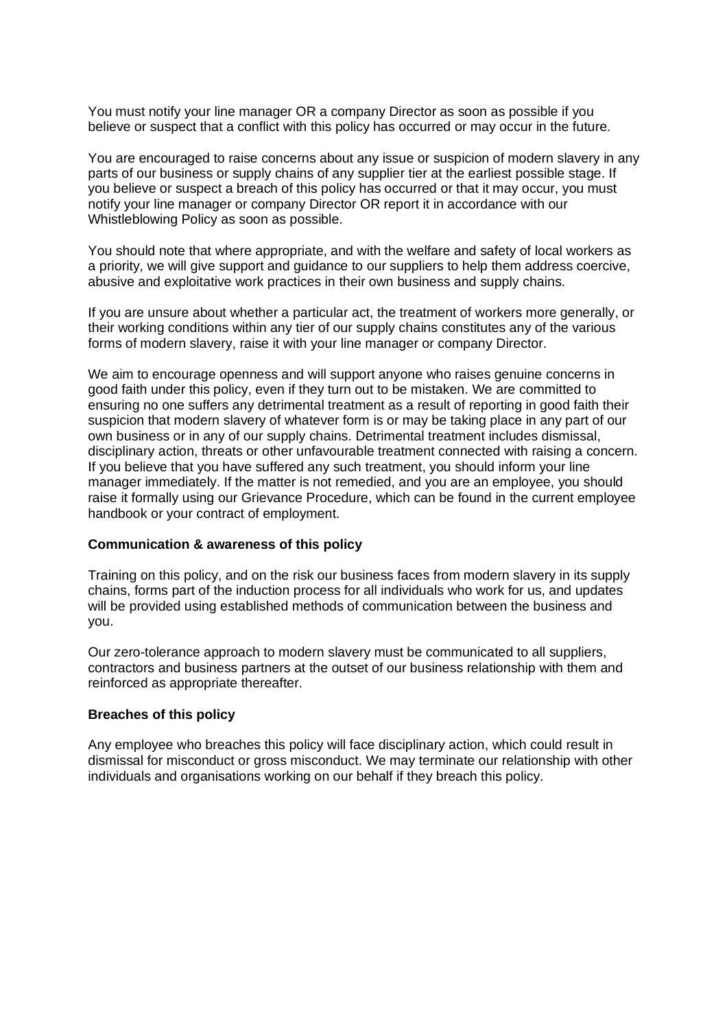You must notify your line manager OR a company Director as soon as possible if you believe or suspect that a conflict with this policy has occurred or may occur in the future.

You are encouraged to raise concerns about any issue or suspicion of modern slavery in any parts of our business or supply chains of any supplier tier at the earliest possible stage. If you believe or suspect a breach of this policy has occurred or that it may occur, you must notify your line manager or company Director OR report it in accordance with our Whistleblowing Policy as soon as possible.

You should note that where appropriate, and with the welfare and safety of local workers as a priority, we will give support and guidance to our suppliers to help them address coercive, abusive and exploitative work practices in their own business and supply chains.

If you are unsure about whether a particular act, the treatment of workers more generally, or their working conditions within any tier of our supply chains constitutes any of the various forms of modern slavery, raise it with your line manager or company Director.

We aim to encourage openness and will support anyone who raises genuine concerns in good faith under this policy, even if they turn out to be mistaken. We are committed to ensuring no one suffers any detrimental treatment as a result of reporting in good faith their suspicion that modern slavery of whatever form is or may be taking place in any part of our own business or in any of our supply chains. Detrimental treatment includes dismissal, disciplinary action, threats or other unfavourable treatment connected with raising a concern. If you believe that you have suffered any such treatment, you should inform your line manager immediately. If the matter is not remedied, and you are an employee, you should raise it formally using our Grievance Procedure, which can be found in the current employee handbook or your contract of employment.

**Communication & awareness of this policy**

Training on this policy, and on the risk our business faces from modern slavery in its supply chains, forms part of the induction process for all individuals who work for us, and updates will be provided using established methods of communication between the business and you.

Our zero-tolerance approach to modern slavery must be communicated to all suppliers, contractors and business partners at the outset of our business relationship with them and reinforced as appropriate thereafter.

**Breaches of this policy**

Any employee who breaches this policy will face disciplinary action, which could result in dismissal for misconduct or gross misconduct. We may terminate our relationship with other individuals and organisations working on our behalf if they breach this policy.